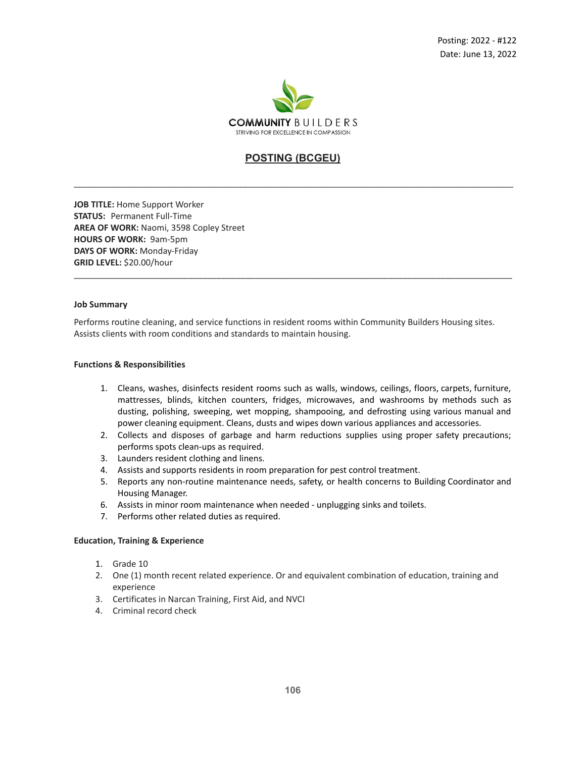Posting: 2022 - #122
Date: June 13, 2022

COMMUNITY BUILDERS
STRIVING FOR EXCELLENCE IN COMPASSION

# POSTING (BCGEU)

---

**JOB TITLE:** Home Support Worker
**STATUS:** Permanent Full-Time
**AREA OF WORK:** Naomi, 3598 Copley Street
**HOURS OF WORK:** 9am-5pm
**DAYS OF WORK:** Monday-Friday
**GRID LEVEL:** $20.00/hour

---

**Job Summary**

Performs routine cleaning, and service functions in resident rooms within Community Builders Housing sites. Assists clients with room conditions and standards to maintain housing.

**Functions & Responsibilities**

1. Cleans, washes, disinfects resident rooms such as walls, windows, ceilings, floors, carpets, furniture, mattresses, blinds, kitchen counters, fridges, microwaves, and washrooms by methods such as dusting, polishing, sweeping, wet mopping, shampooing, and defrosting using various manual and power cleaning equipment. Cleans, dusts and wipes down various appliances and accessories.
2. Collects and disposes of garbage and harm reductions supplies using proper safety precautions; performs spots clean-ups as required.
3. Launders resident clothing and linens.
4. Assists and supports residents in room preparation for pest control treatment.
5. Reports any non-routine maintenance needs, safety, or health concerns to Building Coordinator and Housing Manager.
6. Assists in minor room maintenance when needed - unplugging sinks and toilets.
7. Performs other related duties as required.

**Education, Training & Experience**

1. Grade 10
2. One (1) month recent related experience. Or and equivalent combination of education, training and experience
3. Certificates in Narcan Training, First Aid, and NVCI
4. Criminal record check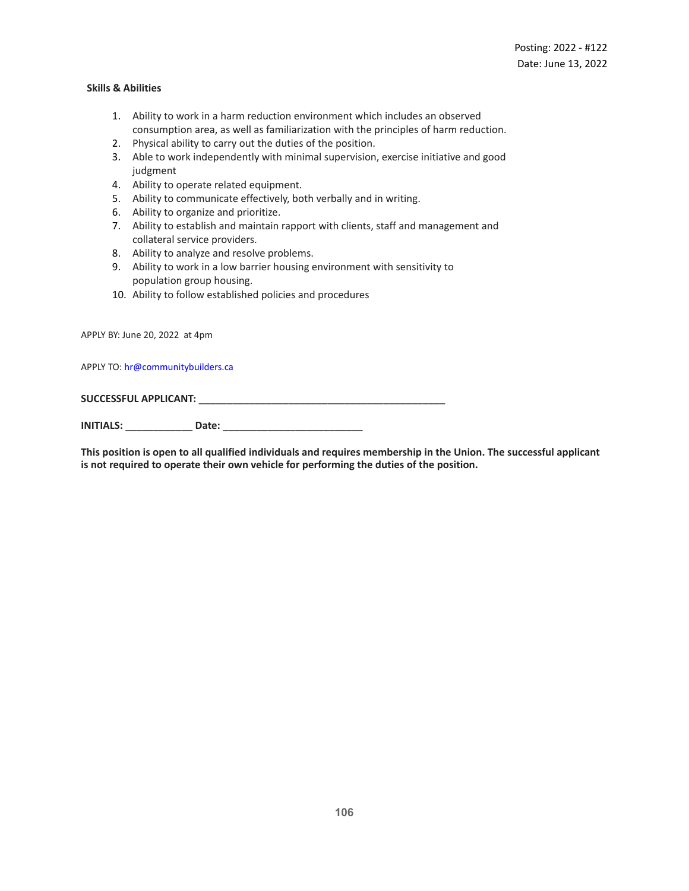Posting: 2022 - #122
Date: June 13, 2022

**Skills & Abilities**

1. Ability to work in a harm reduction environment which includes an observed consumption area, as well as familiarization with the principles of harm reduction.
2. Physical ability to carry out the duties of the position.
3. Able to work independently with minimal supervision, exercise initiative and good judgment
4. Ability to operate related equipment.
5. Ability to communicate effectively, both verbally and in writing.
6. Ability to organize and prioritize.
7. Ability to establish and maintain rapport with clients, staff and management and collateral service providers.
8. Ability to analyze and resolve problems.
9. Ability to work in a low barrier housing environment with sensitivity to population group housing.
10. Ability to follow established policies and procedures

APPLY BY: June 20, 2022 at 4pm

APPLY TO: hr@communitybuilders.ca

**SUCCESSFUL APPLICANT:** ______________________________________________

**INITIALS:** ____________ **Date:** __________________________

**This position is open to all qualified individuals and requires membership in the Union. The successful applicant is not required to operate their own vehicle for performing the duties of the position.**